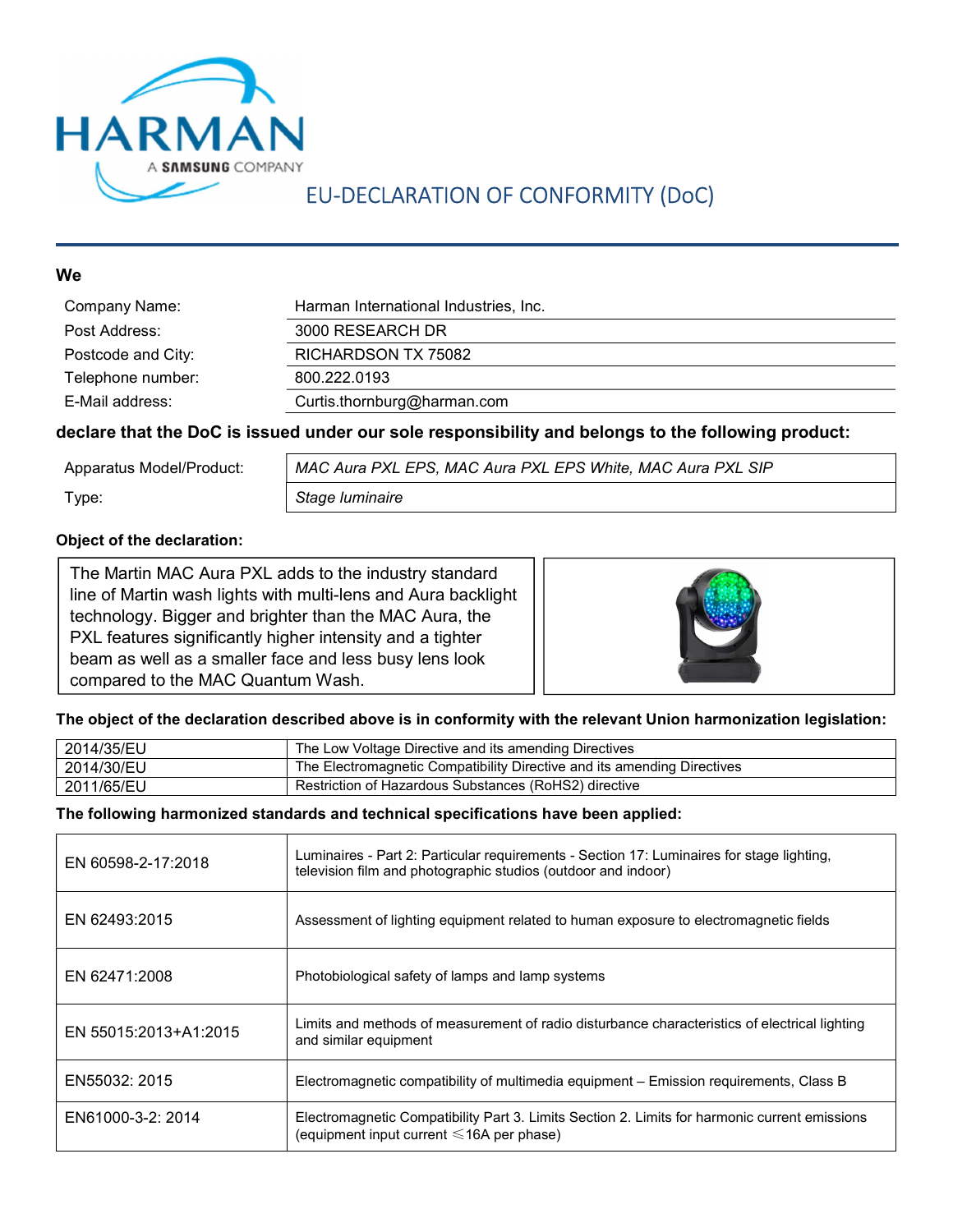HARMAN

A SAMSUNG COMPANY

# EU-DECLARATION OF CONFORMITY (DoC)

**We**

| | |
|---|---|
| Company Name: | Harman International Industries, Inc. |
| Post Address: | 3000 RESEARCH DR |
| Postcode and City: | RICHARDSON TX 75082 |
| Telephone number: | 800.222.0193 |
| E-Mail address: | Curtis.thornburg@harman.com |

**declare that the DoC is issued under our sole responsibility and belongs to the following product:**

| | |
|---|---|
| Apparatus Model/Product: | *MAC Aura PXL EPS, MAC Aura PXL EPS White, MAC Aura PXL SIP* |
| Type: | *Stage luminaire* |

**Object of the declaration:**

The Martin MAC Aura PXL adds to the industry standard line of Martin wash lights with multi-lens and Aura backlight technology. Bigger and brighter than the MAC Aura, the PXL features significantly higher intensity and a tighter beam as well as a smaller face and less busy lens look compared to the MAC Quantum Wash.

**The object of the declaration described above is in conformity with the relevant Union harmonization legislation:**

| | |
|---|---|
| 2014/35/EU | The Low Voltage Directive and its amending Directives |
| 2014/30/EU | The Electromagnetic Compatibility Directive and its amending Directives |
| 2011/65/EU | Restriction of Hazardous Substances (RoHS2) directive |

**The following harmonized standards and technical specifications have been applied:**

| | |
|---|---|
| EN 60598-2-17:2018 | Luminaires - Part 2: Particular requirements - Section 17: Luminaires for stage lighting, television film and photographic studios (outdoor and indoor) |
| EN 62493:2015 | Assessment of lighting equipment related to human exposure to electromagnetic fields |
| EN 62471:2008 | Photobiological safety of lamps and lamp systems |
| EN 55015:2013+A1:2015 | Limits and methods of measurement of radio disturbance characteristics of electrical lighting and similar equipment |
| EN55032: 2015 | Electromagnetic compatibility of multimedia equipment – Emission requirements, Class B |
| EN61000-3-2: 2014 | Electromagnetic Compatibility Part 3. Limits Section 2. Limits for harmonic current emissions (equipment input current ≤16A per phase) |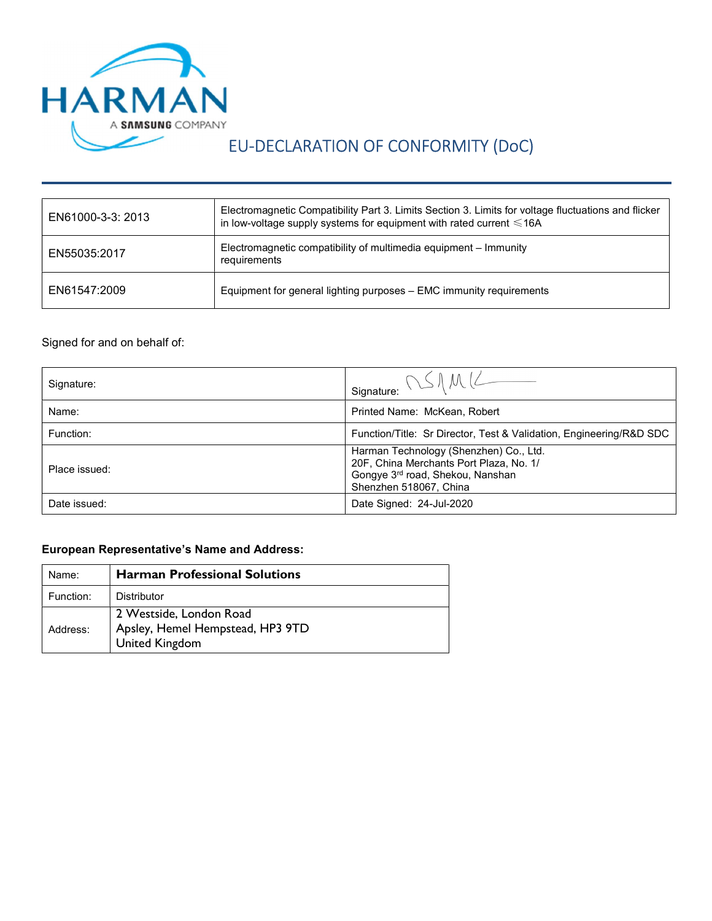# EU-DECLARATION OF CONFORMITY (DoC)

| | |
|---|---|
| EN61000-3-3: 2013 | Electromagnetic Compatibility Part 3. Limits Section 3. Limits for voltage fluctuations and flicker in low-voltage supply systems for equipment with rated current ≤16A |
| EN55035:2017 | Electromagnetic compatibility of multimedia equipment – Immunity requirements |
| EN61547:2009 | Equipment for general lighting purposes – EMC immunity requirements |

Signed for and on behalf of:

| | |
|---|---|
| Signature: | Signature: |
| Name: | Printed Name: McKean, Robert |
| Function: | Function/Title: Sr Director, Test & Validation, Engineering/R&D SDC |
| Place issued: | Harman Technology (Shenzhen) Co., Ltd.<br>20F, China Merchants Port Plaza, No. 1/<br>Gongye 3rd road, Shekou, Nanshan<br>Shenzhen 518067, China |
| Date issued: | Date Signed: 24-Jul-2020 |

**European Representative's Name and Address:**

| | |
|---|---|
| Name: | **Harman Professional Solutions** |
| Function: | Distributor |
| Address: | 2 Westside, London Road<br>Apsley, Hemel Hempstead, HP3 9TD<br>United Kingdom |